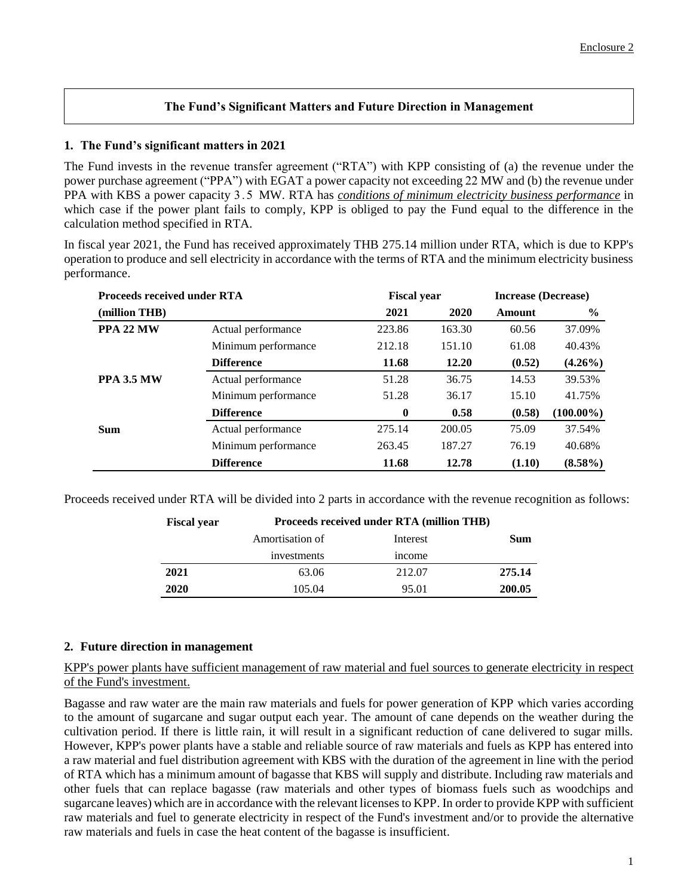Enclosure 2

## The Fund's Significant Matters and Future Direction in Management

### 1. The Fund's significant matters in 2021

The Fund invests in the revenue transfer agreement ("RTA") with KPP consisting of (a) the revenue under the power purchase agreement ("PPA") with EGAT a power capacity not exceeding 22 MW and (b) the revenue under PPA with KBS a power capacity 3.5 MW. RTA has *conditions of minimum electricity business performance* in which case if the power plant fails to comply, KPP is obliged to pay the Fund equal to the difference in the calculation method specified in RTA.

In fiscal year 2021, the Fund has received approximately THB 275.14 million under RTA, which is due to KPP's operation to produce and sell electricity in accordance with the terms of RTA and the minimum electricity business performance.

| **Proceeds received under RTA** | | **Fiscal year** | | **Increase (Decrease)** | |
|---|---|---|---|---|---|
| **(million THB)** | | **2021** | **2020** | **Amount** | **%** |
| **PPA 22 MW** | Actual performance | 223.86 | 163.30 | 60.56 | 37.09% |
| | Minimum performance | 212.18 | 151.10 | 61.08 | 40.43% |
| | **Difference** | **11.68** | **12.20** | **(0.52)** | **(4.26%)** |
| **PPA 3.5 MW** | Actual performance | 51.28 | 36.75 | 14.53 | 39.53% |
| | Minimum performance | 51.28 | 36.17 | 15.10 | 41.75% |
| | **Difference** | **0** | **0.58** | **(0.58)** | **(100.00%)** |
| **Sum** | Actual performance | 275.14 | 200.05 | 75.09 | 37.54% |
| | Minimum performance | 263.45 | 187.27 | 76.19 | 40.68% |
| | **Difference** | **11.68** | **12.78** | **(1.10)** | **(8.58%)** |

Proceeds received under RTA will be divided into 2 parts in accordance with the revenue recognition as follows:

| **Fiscal year** | **Proceeds received under RTA (million THB)** | | |
|---|---|---|---|
| | Amortisation of investments | Interest income | **Sum** |
| **2021** | 63.06 | 212.07 | **275.14** |
| **2020** | 105.04 | 95.01 | **200.05** |

### 2. Future direction in management

KPP's power plants have sufficient management of raw material and fuel sources to generate electricity in respect of the Fund's investment.

Bagasse and raw water are the main raw materials and fuels for power generation of KPP which varies according to the amount of sugarcane and sugar output each year. The amount of cane depends on the weather during the cultivation period. If there is little rain, it will result in a significant reduction of cane delivered to sugar mills. However, KPP's power plants have a stable and reliable source of raw materials and fuels as KPP has entered into a raw material and fuel distribution agreement with KBS with the duration of the agreement in line with the period of RTA which has a minimum amount of bagasse that KBS will supply and distribute. Including raw materials and other fuels that can replace bagasse (raw materials and other types of biomass fuels such as woodchips and sugarcane leaves) which are in accordance with the relevant licenses to KPP. In order to provide KPP with sufficient raw materials and fuel to generate electricity in respect of the Fund's investment and/or to provide the alternative raw materials and fuels in case the heat content of the bagasse is insufficient.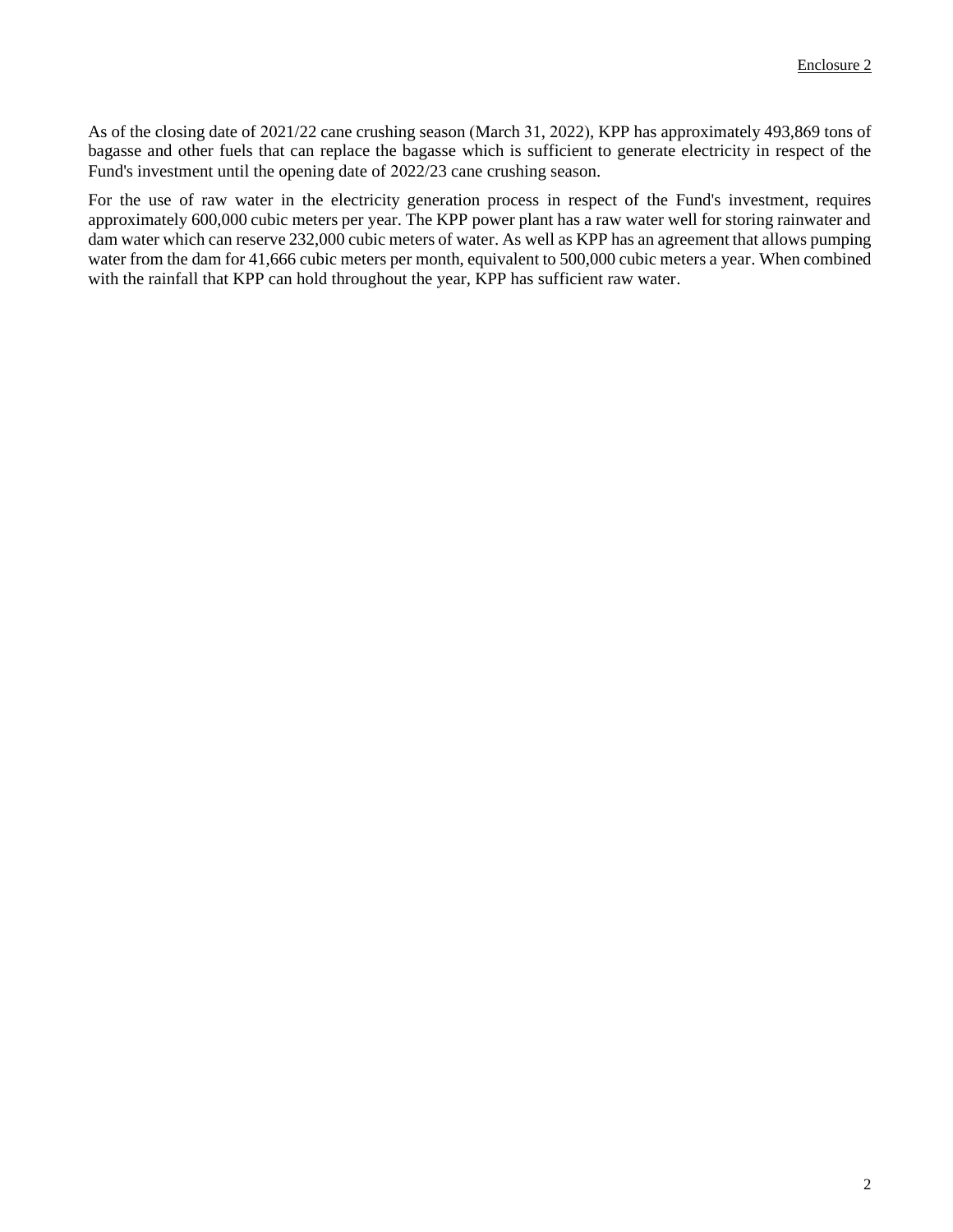As of the closing date of 2021/22 cane crushing season (March 31, 2022), KPP has approximately 493,869 tons of bagasse and other fuels that can replace the bagasse which is sufficient to generate electricity in respect of the Fund's investment until the opening date of 2022/23 cane crushing season.

For the use of raw water in the electricity generation process in respect of the Fund's investment, requires approximately 600,000 cubic meters per year. The KPP power plant has a raw water well for storing rainwater and dam water which can reserve 232,000 cubic meters of water. As well as KPP has an agreement that allows pumping water from the dam for 41,666 cubic meters per month, equivalent to 500,000 cubic meters a year. When combined with the rainfall that KPP can hold throughout the year, KPP has sufficient raw water.